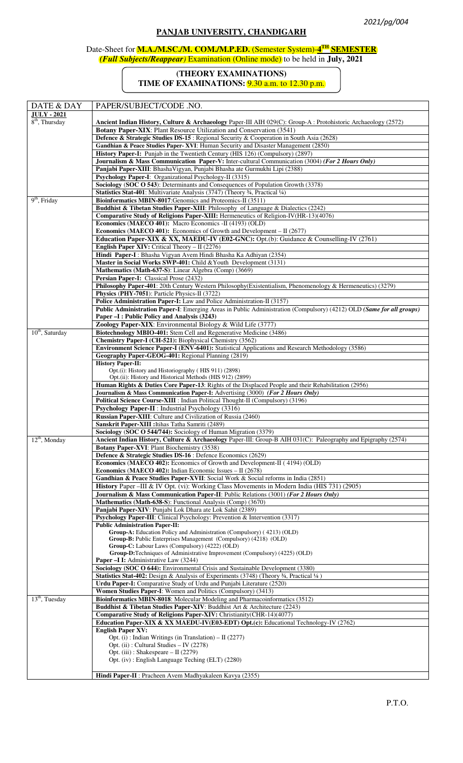2021/pg/004

# PANJAB UNIVERSITY, CHANDIGARH

Date-Sheet for **M.A./M.SC./M. COM./M.P.ED.** (Semester System)-**4TH SEMESTER**
***(Full Subjects/Reappear)*** Examination (Online mode) to be held in **July, 2021**

**(THEORY EXAMINATIONS)**
**TIME OF EXAMINATIONS: 9.30 a.m. to 12.30 p.m.**

| DATE & DAY | PAPER/SUBJECT/CODE .NO. |
|---|---|
| **JULY - 2021** | |
| 8th, Thursday | **Ancient Indian History, Culture & Archaeology** Paper-III AIH 029(C): Group-A : Protohistoric Archaeology (2572) |
| | **Botany Paper-XIX**: Plant Resource Utilization and Conservation (3541) |
| | **Defence & Strategic Studies DS-15** : Regional Security & Cooperation in South Asia (2628) |
| | **Gandhian & Peace Studies Paper- XVI**: Human Security and Disaster Management (2850) |
| | **History Paper-I:** Punjab in the Twentieth Century (HIS 126) (Compulsory) (2897) |
| | **Journalism & Mass Communication Paper-V:** Inter-cultural Communication (3004) ***(For 2 Hours Only)*** |
| | **Panjabi Paper-XIII**: BhashaVigyan, Punjabi Bhasha ate Gurmukhi Lipi (2388) |
| | **Psychology Paper-I**: Organizational Psychology-II (3315) |
| | **Sociology** (**SOC O 543**): Determinants and Consequences of Population Growth (3378) |
| | **Statistics Stat-401**: Multivariate Analysis (3747) (Theory ¾, Practical ¼) |
| 9th, Friday | **Bioinformatics MBIN-8017**:Genomics and Proteomics-II (3511) |
| | **Buddhist & Tibetan Studies Paper-XIII**: Philosophy of Language & Dialectics (2242) |
| | **Comparative Study of Religions Paper-XIII:** Hermeneutics of Religion-IV(HR-13)(4076) |
| | **Economics** (**MAECO 401**): Macro Economics -II (4193) (OLD) |
| | **Economics** (**MAECO 401**): Economics of Growth and Development – II (2677) |
| | **Education Paper-XIX & XX, MAEDU-IV (E02-GNC):** Opt.(b): Guidance & Counselling-IV (2761) |
| | **English Paper XIV:** Critical Theory – II (2276) |
| | **Hindi Paper-I** : Bhasha Vigyan Avem Hindi Bhasha Ka Adhiyan (2354) |
| | **Master in Social Works SWP-401:** Child &Youth Development (3131) |
| | **Mathematics** (**Math-637-S**): Linear Algebra (Comp) (3669) |
| | **Persian Paper-I:** Classical Prose (2432) |
| | **Philosophy Paper-401**: 20th Century Western Philosophy(Existentialism, Phenomenology & Hermeneutics) (3279) |
| | **Physics** (**PHY-7051**): Particle Physics-II (3722) |
| | **Police Administration Paper-I:** Law and Police Administration-II (3157) |
| | **Public Administration Paper-I**: Emerging Areas in Public Administration (Compulsory) (4212) OLD ***(Same for all groups)*** **Paper –I : Public Policy and Analysis (3243)** |
| | **Zoology Paper-XIX**: Environmental Biology & Wild Life (3777) |
| 10th, Saturday | **Biotechnology MBIO-401:** Stem Cell and Regenerative Medicine (3486) |
| | **Chemistry Paper-I (CH-521):** Biophysical Chemistry (3562) |
| | **Environment Science Paper-I (ENV-6401):** Statistical Applications and Research Methodology (3586) |
| | **Geography Paper-GEOG-401:** Regional Planning (2819) |
| | **History Paper-II:** Opt.(i): History and Historiography ( HIS 911) (2898) Opt.(ii): History and Historical Methods (HIS 912) (2899) |
| | **Human Rights & Duties Core Paper-13**: Rights of the Displaced People and their Rehabilitation (2956) |
| | **Journalism & Mass Communication Paper-I:** Advertising (3000) ***(For 2 Hours Only)*** |
| | **Political Science Course-XIII** : Indian Political Thought-II (Compulsory) (3196) |
| | **Psychology Paper-II** : Industrial Psychology (3316) |
| | **Russian Paper-XIII**: Culture and Civilization of Russia (2460) |
| | **Sanskrit Paper-XIII :**Itihas Tatha Samriti (2489) |
| | **Sociology** (**SOC O 544/744**): Sociology of Human Migration (3379) |
| 12th, Monday | **Ancient Indian History, Culture & Archaeology** Paper-III: Group-B AIH 031(C): Paleography and Epigraphy (2574) |
| | **Botany Paper-XVI**: Plant Biochemistry (3538) |
| | **Defence & Strategic Studies DS-16** : Defence Economics (2629) |
| | **Economics** (**MAECO 402**): Economics of Growth and Development-II ( 4194) (OLD) |
| | **Economics** (**MAECO 402**): Indian Economic Issues – II (2678) |
| | **Gandhian & Peace Studies Paper-XVII**: Social Work & Social reforms in India (2851) |
| | **History** Paper –III & IV Opt. (vi): Working Class Movements in Modern India (HIS 731) (2905) |
| | **Journalism & Mass Communication Paper-II**: Public Relations (3001) ***(For 2 Hours Only)*** |
| | **Mathematics** (**Math-638-S**): Functional Analysis (Comp) (3670) |
| | **Panjabi Paper-XIV**: Punjabi Lok Dhara ate Lok Sahit (2389) |
| | **Psychology Paper-III**: Clinical Psychology: Prevention & Intervention (3317) |
| | **Public Administration Paper-II:** **Group-A:** Education Policy and Administration (Compulsory) ( 4213) (OLD) **Group-B:** Public Enterprises Management (Compulsory) (4218) (OLD) **Group-C:** Labour Laws (Compulsory) (4222) (OLD) **Group-D:**Techniques of Administrative Improvement (Compulsory) (4225) (OLD) **Paper –I I:** Administrative Law (3244) |
| | **Sociology** (**SOC O 644**)**:** Environmental Crisis and Sustainable Development (3380) |
| | **Statistics Stat-402:** Design & Analysis of Experiments (3748) (Theory ¾, Practical ¼ ) |
| | **Urdu Paper-I:** Comparative Study of Urdu and Punjabi Literature (2520) |
| | **Women Studies Paper-I**: Women and Politics (Compulsory) (3413) |
| 13th, Tuesday | **Bioinformatics MBIN-8018**: Molecular Modeling and Pharmacoinformatics (3512) |
| | **Buddhist & Tibetan Studies Paper-XIV**: Buddhist Art & Architecture (2243) |
| | **Comparative Study of Religions Paper-XIV:** Christianity(CHR-14)(4077) |
| | **Education Paper-XIX & XX MAEDU-IV(E03-EDT) Opt.(c):** Educational Technology-IV (2762) |
| | **English Paper XV:** Opt. (i) : Indian Writings (in Translation) – II (2277) Opt. (ii) : Cultural Studies – IV (2278) Opt. (iii) : Shakespeare – II (2279) Opt. (iv) : English Language Teching (ELT) (2280) |
| | **Hindi Paper-II** : Pracheen Avem Madhyakaleen Kavya (2355) |

P.T.O.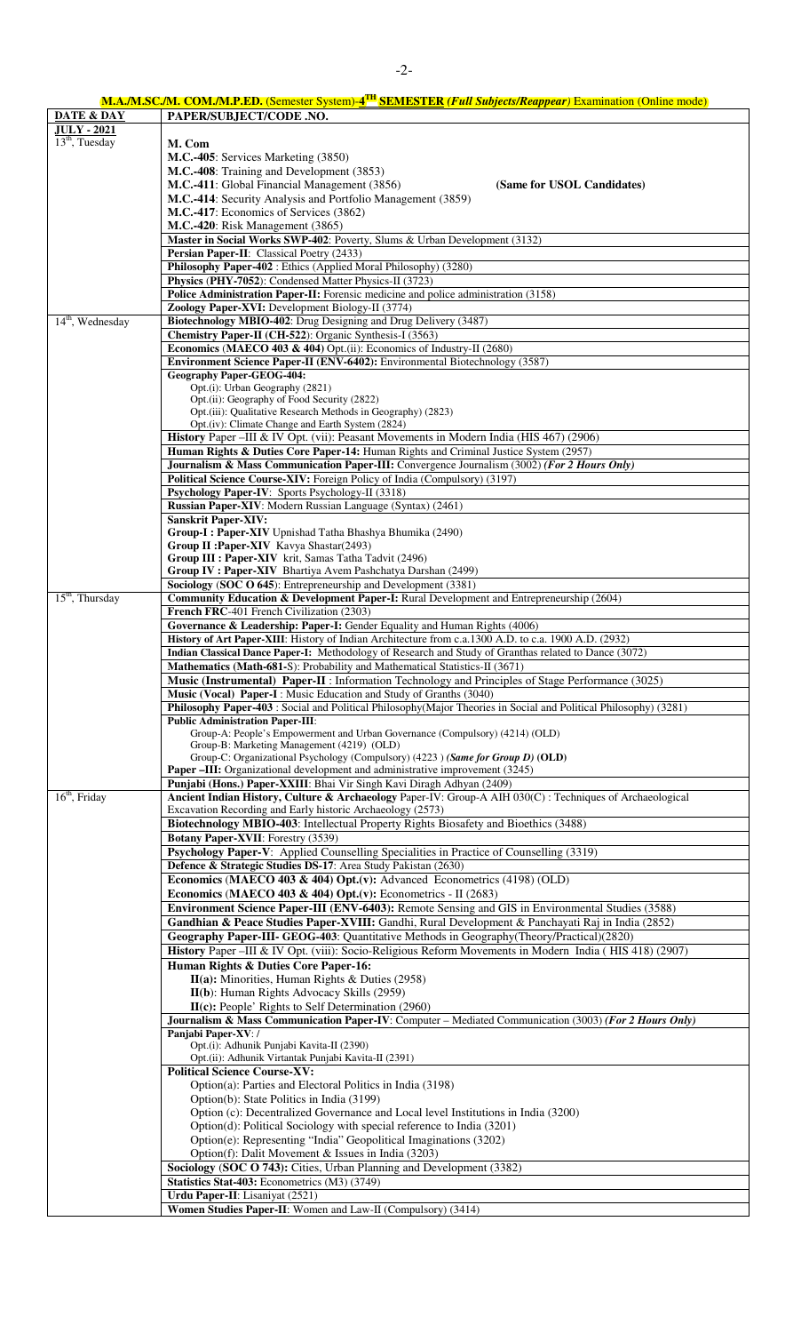**M.A./M.SC./M. COM./M.P.ED.** (Semester System)-**4TH SEMESTER** *(Full Subjects/Reappear)* Examination (Online mode)

| DATE & DAY | PAPER/SUBJECT/CODE .NO. |
|---|---|
| **JULY - 2021** | |
| 13th, Tuesday | **M. Com**<br>**M.C.-405**: Services Marketing (3850)<br>**M.C.-408**: Training and Development (3853)<br>**M.C.-411**: Global Financial Management (3856) **(Same for USOL Candidates)**<br>**M.C.-414**: Security Analysis and Portfolio Management (3859)<br>**M.C.-417**: Economics of Services (3862)<br>**M.C.-420**: Risk Management (3865) |
| | **Master in Social Works SWP-402**: Poverty, Slums & Urban Development (3132) |
| | **Persian Paper-II**: Classical Poetry (2433) |
| | **Philosophy Paper-402** : Ethics (Applied Moral Philosophy) (3280) |
| | **Physics** (**PHY-7052**): Condensed Matter Physics-II (3723) |
| | **Police Administration Paper-II:** Forensic medicine and police administration (3158) |
| | **Zoology Paper-XVI:** Development Biology-II (3774) |
| 14th, Wednesday | **Biotechnology MBIO-402**: Drug Designing and Drug Delivery (3487) |
| | **Chemistry Paper-II** (**CH-522**): Organic Synthesis-I (3563) |
| | **Economics** (**MAECO 403 & 404**) Opt.(ii): Economics of Industry-II (2680) |
| | **Environment Science Paper-II (ENV-6402):** Environmental Biotechnology (3587) |
| | **Geography Paper-GEOG-404:**<br>Opt.(i): Urban Geography (2821)<br>Opt.(ii): Geography of Food Security (2822)<br>Opt.(iii): Qualitative Research Methods in Geography) (2823)<br>Opt.(iv): Climate Change and Earth System (2824) |
| | **History** Paper –III & IV Opt. (vii): Peasant Movements in Modern India (HIS 467) (2906) |
| | **Human Rights & Duties Core Paper-14:** Human Rights and Criminal Justice System (2957) |
| | **Journalism & Mass Communication Paper-III:** Convergence Journalism (3002) ***(For 2 Hours Only)*** |
| | **Political Science Course-XIV:** Foreign Policy of India (Compulsory) (3197) |
| | **Psychology Paper-IV**: Sports Psychology-II (3318) |
| | **Russian Paper-XIV**: Modern Russian Language (Syntax) (2461) |
| | **Sanskrit Paper-XIV:**<br>**Group-I : Paper-XIV** Upnishad Tatha Bhashya Bhumika (2490)<br>**Group II :Paper-XIV** Kavya Shastar(2493)<br>**Group III : Paper-XIV** krit, Samas Tatha Tadvit (2496)<br>**Group IV : Paper-XIV** Bhartiya Avem Pashchatya Darshan (2499) |
| | **Sociology** (**SOC O 645**): Entrepreneurship and Development (3381) |
| 15th, Thursday | **Community Education & Development Paper-I:** Rural Development and Entrepreneurship (2604) |
| | **French FRC**-401 French Civilization (2303) |
| | **Governance & Leadership: Paper-I:** Gender Equality and Human Rights (4006) |
| | **History of Art Paper-XIII**: History of Indian Architecture from c.a.1300 A.D. to c.a. 1900 A.D. (2932) |
| | **Indian Classical Dance Paper-I:** Methodology of Research and Study of Granthas related to Dance (3072) |
| | **Mathematics (Math-681-**S): Probability and Mathematical Statistics-II (3671) |
| | **Music (Instrumental) Paper-II** : Information Technology and Principles of Stage Performance (3025) |
| | **Music (Vocal) Paper-I** : Music Education and Study of Granths (3040) |
| | **Philosophy Paper-403** : Social and Political Philosophy(Major Theories in Social and Political Philosophy) (3281) |
| | **Public Administration Paper-III**:<br>Group-A: People's Empowerment and Urban Governance (Compulsory) (4214) (OLD)<br>Group-B: Marketing Management (4219) (OLD)<br>Group-C: Organizational Psychology (Compulsory) (4223 ) ***(Same for Group D)*** **(OLD)**<br>**Paper –III:** Organizational development and administrative improvement (3245) |
| | **Punjabi (Hons.) Paper-XXIII**: Bhai Vir Singh Kavi Diragh Adhyan (2409) |
| 16th, Friday | **Ancient Indian History, Culture & Archaeology** Paper-IV: Group-A AIH 030(C) : Techniques of Archaeological Excavation Recording and Early historic Archaeology (2573) |
| | **Biotechnology MBIO-403**: Intellectual Property Rights Biosafety and Bioethics (3488) |
| | **Botany Paper-XVII**: Forestry (3539) |
| | **Psychology Paper-V**: Applied Counselling Specialities in Practice of Counselling (3319) |
| | **Defence & Strategic Studies DS-17**: Area Study Pakistan (2630) |
| | **Economics** (**MAECO 403 & 404**) **Opt.(v):** Advanced Econometrics (4198) (OLD) |
| | **Economics** (**MAECO 403 & 404**) **Opt.(v):** Econometrics - II (2683) |
| | **Environment Science Paper-III (ENV-6403):** Remote Sensing and GIS in Environmental Studies (3588) |
| | **Gandhian & Peace Studies Paper-XVIII:** Gandhi, Rural Development & Panchayati Raj in India (2852) |
| | **Geography Paper-III- GEOG-403**: Quantitative Methods in Geography(Theory/Practical)(2820) |
| | **History** Paper –III & IV Opt. (viii): Socio-Religious Reform Movements in Modern India ( HIS 418) (2907) |
| | **Human Rights & Duties Core Paper-16:**<br>**II(a):** Minorities, Human Rights & Duties (2958)<br>**II(b)**: Human Rights Advocacy Skills (2959)<br>**II(c):** People' Rights to Self Determination (2960) |
| | **Journalism & Mass Communication Paper-IV**: Computer – Mediated Communication (3003) ***(For 2 Hours Only)*** |
| | **Panjabi Paper-XV**: /<br>Opt.(i): Adhunik Punjabi Kavita-II (2390)<br>Opt.(ii): Adhunik Virtantak Punjabi Kavita-II (2391) |
| | **Political Science Course-XV:**<br>Option(a): Parties and Electoral Politics in India (3198)<br>Option(b): State Politics in India (3199)<br>Option (c): Decentralized Governance and Local level Institutions in India (3200)<br>Option(d): Political Sociology with special reference to India (3201)<br>Option(e): Representing "India" Geopolitical Imaginations (3202)<br>Option(f): Dalit Movement & Issues in India (3203) |
| | **Sociology** (**SOC O 743**)**:** Cities, Urban Planning and Development (3382) |
| | **Statistics Stat-403:** Econometrics (M3) (3749) |
| | **Urdu Paper-II**: Lisaniyat (2521) |
| | **Women Studies Paper-II**: Women and Law-II (Compulsory) (3414) |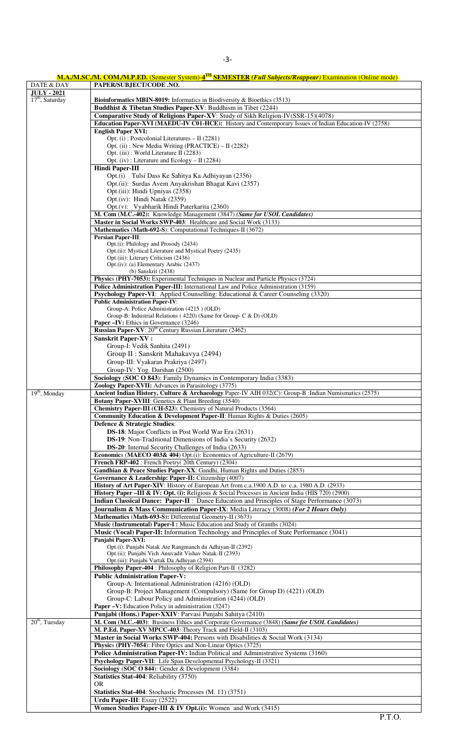**M.A./M.SC./M. COM./M.P.ED.** (Semester System)-**4TH SEMESTER** ***(Full Subjects/Reappear)*** Examination (Online mode)

| DATE & DAY | PAPER/SUBJECT/CODE .NO. |
|---|---|
| **JULY - 2021** 17th, Saturday | **Bioinformatics MBIN-8019:** Informatics in Biodiversity & Bioethics (3513) |
| | **Buddhist & Tibetan Studies Paper-XV**: Buddhism in Tibet (2244) |
| | **Comparative Study of Religions Paper-XV**: Study of Sikh Religion-IV(SSR-15)(4078) |
| | **Education Paper-XVI (MAEDU-IV C01-HCE):** History and Contemporary Issues of Indian Education-IV (2758) |
| | **English Paper XVI:** Opt. (i) : Postcolonial Literatures – II (2281) Opt. (ii) : New Media Writing (PRACTICE) – II (2282) Opt. (iii) : World Literature II (2283) Opt. (iv) : Literature and Ecology – II (2284) |
| | **Hindi Paper-III** Opt.(i) Tulsi Dass Ke Sahitya Ka Adhiyayan (2356) Opt.(ii): Surdas Avem Anyakrishan Bhagat Kavi (2357) Opt.(iii): Hindi Upniyas (2358) Opt.(iv): Hindi Natak (2359) Opt.(v): Vyabharik Hindi Paterkarita (2360) |
| | **M. Com (M.C.-402):** Knowledge Management (3847) ***(Same for USOL Candidates)*** |
| | **Master in Social Works SWP-403**: Healthcare and Social Work (3133) |
| | **Mathematics** (**Math-692-S**): Computational Techniques-II (3672) |
| | **Persian Paper-III**: Opt.(i): Philology and Prosody (2434) Opt.(ii): Mystical Literature and Mystical Poetry (2435) Opt.(iii): Literary Criticism (2436) Opt.(iv): (a) Elementary Arabic (2437) (b) Sanskrit (2438) |
| | **Physics (PHY-7053):** Experimental Techniques in Nuclear and Particle Physics (3724) |
| | **Police Administration Paper-III:** International Law and Police Administration (3159) |
| | **Psychology Paper-VI**: Applied Counselling: Educational & Career Counseling (3320) |
| | **Public Administration Paper-IV**: Group-A: Police Administration (4215 ) (OLD) Group-B: Industrial Relations ( 4220) (Same for Group- C & D) (OLD) **Paper –IV:** Ethics in Governance (3246) |
| | **Russian Paper-XV**: 20th Century Russian Literature (2462) |
| | **Sanskrit Paper-XV :** Group-I: Vedik Sanhita (2491) Group II : Sanskrit Mahakavya (2494) Group-III: Vyakaran Prakriya (2497) Group-IV: Yog Darshan (2500) |
| | **Sociology** (**SOC O 843**): Family Dynamics in Contemporary India (3383) |
| | **Zoology Paper-XVII:** Advances in Parasitology (3775) |
| 19th, Monday | **Ancient Indian History, Culture & Archaeology** Paper-IV AIH 032(C): Group-B :Indian Numismatics (2575) |
| | **Botany Paper-XVIII**: Genetics & Plant Breeding (3540) |
| | **Chemistry Paper-III (CH-523**): Chemistry of Natural Products (3564) |
| | **Community Education & Development Paper-II**: Human Rights & Duties (2605) |
| | **Defence & Strategic Studies**: **DS-18**: Major Conflicts in Post World War Era (2631) **DS-19**: Non-Traditional Dimensions of India's Security (2632) **DS-20**: Internal Security Challenges of India (2633) |
| | **Economic**s (**MAECO 403& 404**) Opt.(i): Economics of Agriculture-II (2679) |
| | **French FRP-402** : French Poetry( 20th Century) (2304) |
| | **Gandhian & Peace Studies Paper-XX**: Gandhi, Human Rights and Duties (2853) |
| | **Governance & Leadership: Paper-II:** Citizenship (4007) |
| | **History of Art Paper-XIV**: History of European Art from c.a.1900 A.D. to c.a. 1980 A.D. (2933) |
| | **History Paper –III & IV: Opt. (i):** Religious & Social Processes in Ancient India (HIS 720) (2900) |
| | **Indian Classical Dance: Paper-II** : Dance Education and Principles of Stage Performance (3073) |
| | **Journalism & Mass Communication Paper-IX**: Media Literacy (3008) ***(For 2 Hours Only)*** |
| | **Mathematics** (**Math-693-S):** Differential Geometry-II (3673) |
| | **Music (Instrumental) Paper-I :** Music Education and Study of Granths (3024) |
| | **Music (Vocal) Paper-II:** Information Technology and Principles of State Performance (3041) |
| | **Panjabi Paper-XVI:** Opt.(i): Punjabi Natak Ate Rangmanch da Adhiyan-II (2392) Opt.(ii): Punjabi Vich Anuvadit Vishav Natak-II (2393) Opt.(iii): Punjabi Vartak Da Adhiyan (2394) |
| | **Philosophy Paper-404** : Philosophy of Religion Part-II (3282) |
| | **Public Administration Paper-V:** Group-A: International Administration (4216) (OLD) Group-B: Project Management (Compulsory) (Same for Group D) (4221) (OLD) Group-C: Labour Policy and Administration (4244) (OLD) **Paper –V:** Education Policy in administration (3247) |
| | **Punjabi (Hons.) Paper-XXIV**: Parvasi Punjabi Sahitya (2410) |
| 20th, Tuesday | **M. Com (M.C.-403)**: Business Ethics and Corporate Governance (3848) ***(Same for USOL Candidates)*** |
| | **M. P.Ed. Paper-XV MPCC-403**: Theory Track and Field-II (3103) |
| | **Master in Social Works SWP-404:** Persons with Disabilities & Social Work (3134) |
| | **Physics (PHY-7054**): Fibre Optics and Non-Linear Optics (3725) |
| | **Police Administration Paper-IV:** Indian Political and Administrative Systems (3160) |
| | **Psychology Paper-VII**: Life Span Developmental Psychology-II (3321) |
| | **Sociology** (**SOC O 844**): Gender & Development (3384) |
| | **Statistics Stat-404**: Reliability (3750) OR **Statistics Stat-404**: Stochastic Processes (M. 11) (3751) |
| | **Urdu Paper-III**: Essay (2522) |
| | **Women Studies Paper-III & IV Opt.(i):** Women and Work (3415) |

P.T.O.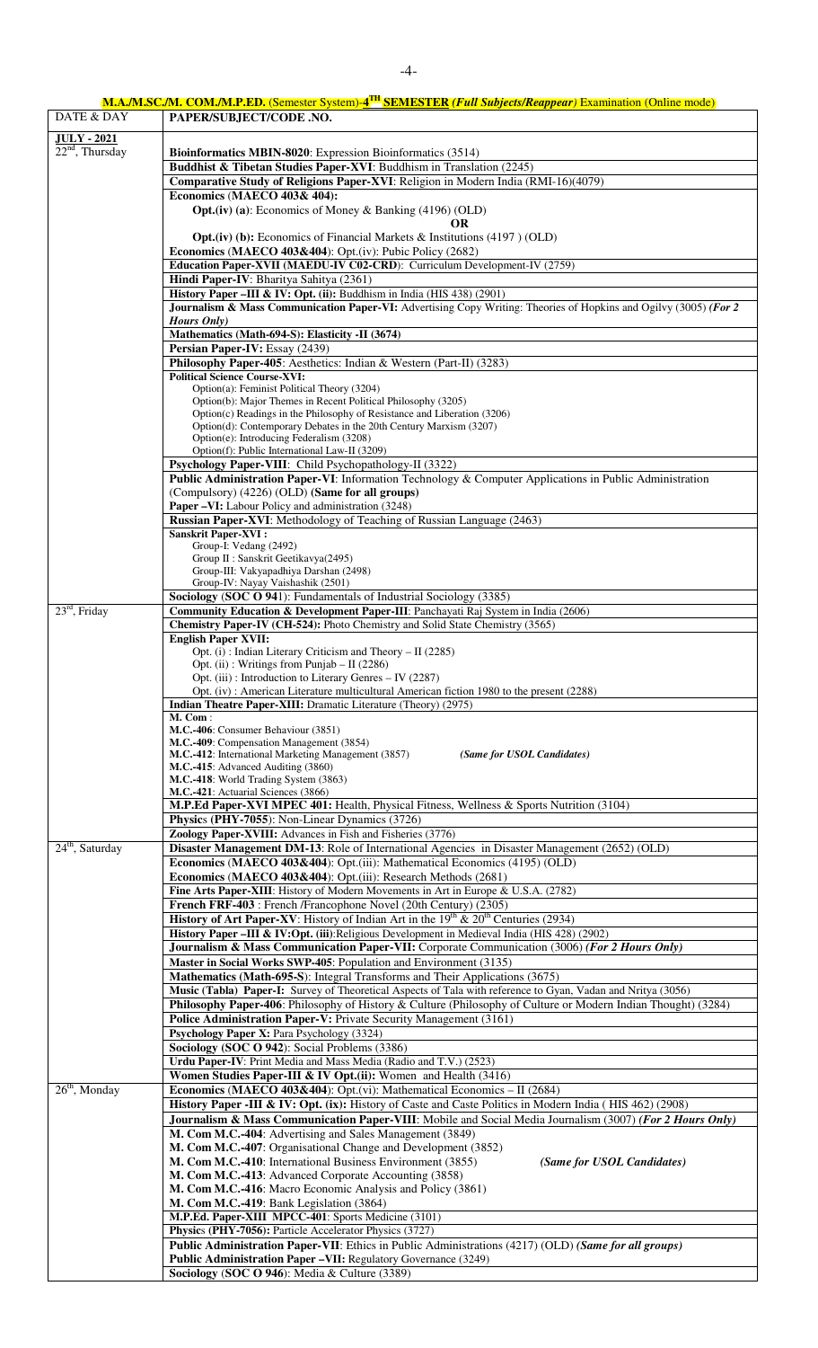**M.A./M.SC./M. COM./M.P.ED.** (Semester System)-**4TH SEMESTER** *(Full Subjects/Reappear)* Examination (Online mode)

| DATE & DAY | PAPER/SUBJECT/CODE .NO. |
|---|---|
| **JULY - 2021** | |
| 22nd, Thursday | **Bioinformatics MBIN-8020**: Expression Bioinformatics (3514) |
| | **Buddhist & Tibetan Studies Paper-XVI**: Buddhism in Translation (2245) |
| | **Comparative Study of Religions Paper-XVI**: Religion in Modern India (RMI-16)(4079) |
| | **Economics (MAECO 403& 404): Opt.(iv) (a)**: Economics of Money & Banking (4196) (OLD) **OR** **Opt.(iv) (b):** Economics of Financial Markets & Institutions (4197 ) (OLD) |
| | **Economics (MAECO 403&404)**: Opt.(iv): Pubic Policy (2682) |
| | **Education Paper-XVII (MAEDU-IV C02-CRD)**: Curriculum Development-IV (2759) |
| | **Hindi Paper-IV**: Bharitya Sahitya (2361) |
| | **History Paper –III & IV: Opt. (ii):** Buddhism in India (HIS 438) (2901) |
| | **Journalism & Mass Communication Paper-VI:** Advertising Copy Writing: Theories of Hopkins and Ogilvy (3005) ***(For 2 Hours Only)*** |
| | **Mathematics (Math-694-S): Elasticity -II (3674)** |
| | **Persian Paper-IV:** Essay (2439) |
| | **Philosophy Paper-405**: Aesthetics: Indian & Western (Part-II) (3283) |
| | **Political Science Course-XVI:** Option(a): Feminist Political Theory (3204) Option(b): Major Themes in Recent Political Philosophy (3205) Option(c) Readings in the Philosophy of Resistance and Liberation (3206) Option(d): Contemporary Debates in the 20th Century Marxism (3207) Option(e): Introducing Federalism (3208) Option(f): Public International Law-II (3209) |
| | **Psychology Paper-VIII**: Child Psychopathology-II (3322) |
| | **Public Administration Paper-VI**: Information Technology & Computer Applications in Public Administration (Compulsory) (4226) (OLD) **(Same for all groups)** |
| | **Paper –VI:** Labour Policy and administration (3248) |
| | **Russian Paper-XVI**: Methodology of Teaching of Russian Language (2463) |
| | **Sanskrit Paper-XVI :** Group-I: Vedang (2492) Group II : Sanskrit Geetikavya(2495) Group-III: Vakyapadhiya Darshan (2498) Group-IV: Nayay Vaishashik (2501) |
| | **Sociology (SOC O 94**1): Fundamentals of Industrial Sociology (3385) |
| 23rd, Friday | **Community Education & Development Paper-III**: Panchayati Raj System in India (2606) |
| | **Chemistry Paper-IV (CH-524):** Photo Chemistry and Solid State Chemistry (3565) |
| | **English Paper XVII:** Opt. (i) : Indian Literary Criticism and Theory – II (2285) Opt. (ii) : Writings from Punjab – II (2286) Opt. (iii) : Introduction to Literary Genres – IV (2287) Opt. (iv) : American Literature multicultural American fiction 1980 to the present (2288) |
| | **Indian Theatre Paper-XIII:** Dramatic Literature (Theory) (2975) |
| | **M. Com** : **M.C.-406**: Consumer Behaviour (3851) **M.C.-409**: Compensation Management (3854) **M.C.-412**: International Marketing Management (3857) ***(Same for USOL Candidates)*** **M.C.-415**: Advanced Auditing (3860) **M.C.-418**: World Trading System (3863) **M.C.-421**: Actuarial Sciences (3866) |
| | **M.P.Ed Paper-XVI MPEC 401:** Health, Physical Fitness, Wellness & Sports Nutrition (3104) |
| | **Physics (PHY-7055**): Non-Linear Dynamics (3726) |
| | **Zoology Paper-XVIII:** Advances in Fish and Fisheries (3776) |
| 24th, Saturday | **Disaster Management DM-13**: Role of International Agencies in Disaster Management (2652) (OLD) |
| | **Economics (MAECO 403&404)**: Opt.(iii): Mathematical Economics (4195) (OLD) |
| | **Economics (MAECO 403&404)**: Opt.(iii): Research Methods (2681) |
| | **Fine Arts Paper-XIII**: History of Modern Movements in Art in Europe & U.S.A. (2782) |
| | **French FRF-403** : French /Francophone Novel (20th Century) (2305) |
| | **History of Art Paper-XV**: History of Indian Art in the 19th & 20th Centuries (2934) |
| | **History Paper –III & IV:Opt. (iii)**:Religious Development in Medieval India (HIS 428) (2902) |
| | **Journalism & Mass Communication Paper-VII:** Corporate Communication (3006) ***(For 2 Hours Only)*** |
| | **Master in Social Works SWP-405**: Population and Environment (3135) |
| | **Mathematics (Math-695-S**): Integral Transforms and Their Applications (3675) |
| | **Music (Tabla) Paper-I:** Survey of Theoretical Aspects of Tala with reference to Gyan, Vadan and Nritya (3056) |
| | **Philosophy Paper-406**: Philosophy of History & Culture (Philosophy of Culture or Modern Indian Thought) (3284) |
| | **Police Administration Paper-V:** Private Security Management (3161) |
| | **Psychology Paper X:** Para Psychology (3324) |
| | **Sociology (SOC O 942**): Social Problems (3386) |
| | **Urdu Paper-IV**: Print Media and Mass Media (Radio and T.V.) (2523) |
| | **Women Studies Paper-III & IV Opt.(ii):** Women and Health (3416) |
| 26th, Monday | **Economics (MAECO 403&404)**: Opt.(vi): Mathematical Economics – II (2684) |
| | **History Paper -III & IV: Opt. (ix):** History of Caste and Caste Politics in Modern India ( HIS 462) (2908) |
| | **Journalism & Mass Communication Paper-VIII**: Mobile and Social Media Journalism (3007) ***(For 2 Hours Only)*** |
| | **M. Com M.C.-404**: Advertising and Sales Management (3849) **M. Com M.C.-407**: Organisational Change and Development (3852) **M. Com M.C.-410**: International Business Environment (3855) ***(Same for USOL Candidates)*** **M. Com M.C.-413**: Advanced Corporate Accounting (3858) **M. Com M.C.-416**: Macro Economic Analysis and Policy (3861) **M. Com M.C.-419**: Bank Legislation (3864) |
| | **M.P.Ed. Paper-XIII MPCC-401**: Sports Medicine (3101) |
| | **Physics (PHY-7056):** Particle Accelerator Physics (3727) |
| | **Public Administration Paper-VII**: Ethics in Public Administrations (4217) (OLD) ***(Same for all groups)*** |
| | **Public Administration Paper –VII:** Regulatory Governance (3249) |
| | **Sociology (SOC O 946**): Media & Culture (3389) |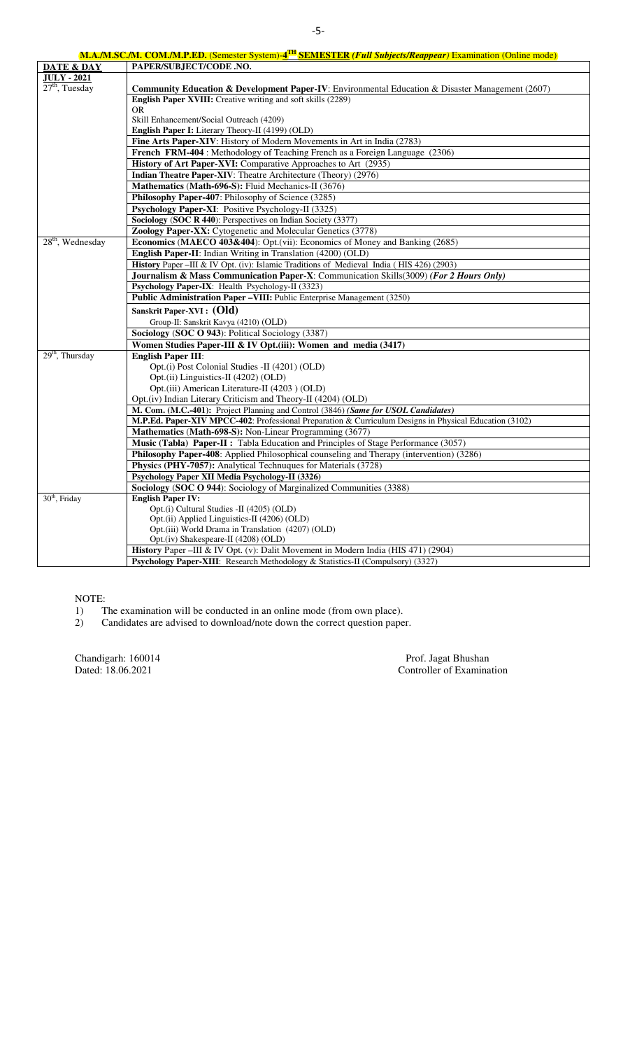**M.A./M.SC./M. COM./M.P.ED.** (Semester System)-**4TH SEMESTER** ***(Full Subjects/Reappear)*** Examination (Online mode)

| DATE & DAY | PAPER/SUBJECT/CODE .NO. |
|---|---|
| **JULY - 2021** | |
| 27th, Tuesday | **Community Education & Development Paper-IV**: Environmental Education & Disaster Management (2607) |
| | **English Paper XVIII:** Creative writing and soft skills (2289)<br>OR<br>Skill Enhancement/Social Outreach (4209) |
| | **English Paper I:** Literary Theory-II (4199) (OLD) |
| | **Fine Arts Paper-XIV**: History of Modern Movements in Art in India (2783) |
| | **French FRM-404** : Methodology of Teaching French as a Foreign Language (2306) |
| | **History of Art Paper-XVI:** Comparative Approaches to Art (2935) |
| | **Indian Theatre Paper-XIV**: Theatre Architecture (Theory) (2976) |
| | **Mathematics (Math-696-S):** Fluid Mechanics-II (3676) |
| | **Philosophy Paper-407**: Philosophy of Science (3285) |
| | **Psychology Paper-XI**: Positive Psychology-II (3325) |
| | **Sociology (SOC R 440)**: Perspectives on Indian Society (3377) |
| | **Zoology Paper-XX:** Cytogenetic and Molecular Genetics (3778) |
| 28th, Wednesday | **Economics (MAECO 403&404)**: Opt.(vii): Economics of Money and Banking (2685) |
| | **English Paper-II**: Indian Writing in Translation (4200) (OLD) |
| | **History** Paper –III & IV Opt. (iv): Islamic Traditions of Medieval India ( HIS 426) (2903) |
| | **Journalism & Mass Communication Paper-X**: Communication Skills(3009) ***(For 2 Hours Only)*** |
| | **Psychology Paper-IX**: Health Psychology-II (3323) |
| | **Public Administration Paper –VIII:** Public Enterprise Management (3250) |
| | **Sanskrit Paper-XVI : (Old)**<br>Group-II: Sanskrit Kavya (4210) (OLD) |
| | **Sociology (SOC O 943)**: Political Sociology (3387) |
| | **Women Studies Paper-III & IV Opt.(iii): Women and media (3417)** |
| 29th, Thursday | **English Paper III**:<br>Opt.(i) Post Colonial Studies -II (4201) (OLD)<br>Opt.(ii) Linguistics-II (4202) (OLD)<br>Opt.(iii) American Literature-II (4203 ) (OLD)<br>Opt.(iv) Indian Literary Criticism and Theory-II (4204) (OLD) |
| | **M. Com. (M.C.-401):** Project Planning and Control (3846) ***(Same for USOL Candidates)*** |
| | **M.P.Ed. Paper-XIV MPCC-402**: Professional Preparation & Curriculum Designs in Physical Education (3102) |
| | **Mathematics (Math-698-S):** Non-Linear Programming (3677) |
| | **Music (Tabla) Paper-II :** Tabla Education and Principles of Stage Performance (3057) |
| | **Philosophy Paper-408**: Applied Philosophical counseling and Therapy (intervention) (3286) |
| | **Physics (PHY-7057):** Analytical Technuques for Materials (3728) |
| | **Psychology Paper XII Media Psychology-II (3326)** |
| | **Sociology (SOC O 944)**: Sociology of Marginalized Communities (3388) |
| 30th, Friday | **English Paper IV:**<br>Opt.(i) Cultural Studies -II (4205) (OLD)<br>Opt.(ii) Applied Linguistics-II (4206) (OLD)<br>Opt.(iii) World Drama in Translation (4207) (OLD)<br>Opt.(iv) Shakespeare-II (4208) (OLD) |
| | **History** Paper –III & IV Opt. (v): Dalit Movement in Modern India (HIS 471) (2904) |
| | **Psychology Paper-XIII**: Research Methodology & Statistics-II (Compulsory) (3327) |

NOTE:
1) The examination will be conducted in an online mode (from own place).
2) Candidates are advised to download/note down the correct question paper.

Chandigarh: 160014
Dated: 18.06.2021

Prof. Jagat Bhushan
Controller of Examination